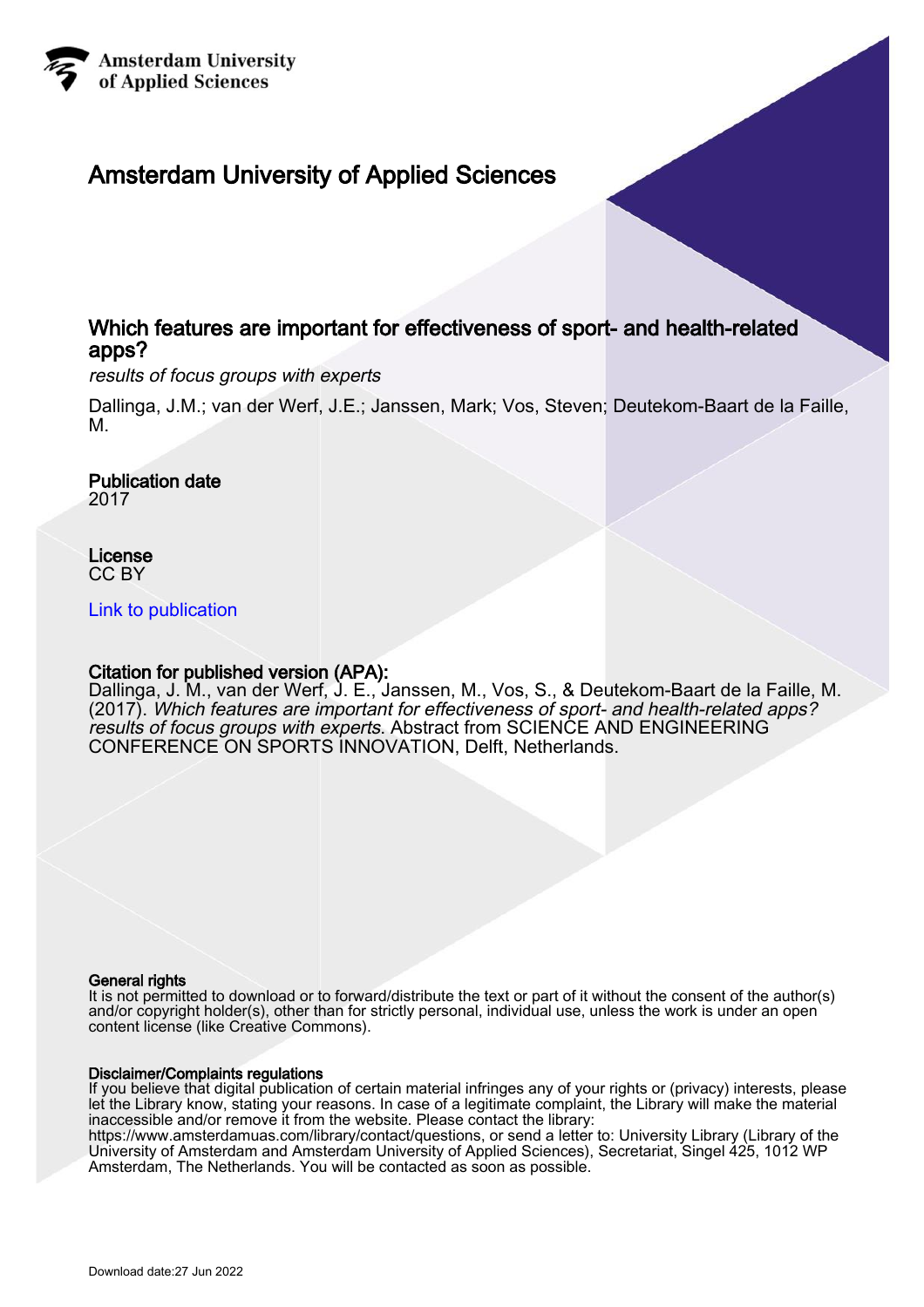Amsterdam University of Applied Sciences

# Amsterdam University of Applied Sciences

## Which features are important for effectiveness of sport- and health-related apps?

*results of focus groups with experts*

Dallinga, J.M.; van der Werf, J.E.; Janssen, Mark; Vos, Steven; Deutekom-Baart de la Faille, M.

**Publication date**
2017

**License**
CC BY

Link to publication

**Citation for published version (APA):**
Dallinga, J. M., van der Werf, J. E., Janssen, M., Vos, S., & Deutekom-Baart de la Faille, M. (2017). *Which features are important for effectiveness of sport- and health-related apps? results of focus groups with experts*. Abstract from SCIENCE AND ENGINEERING CONFERENCE ON SPORTS INNOVATION, Delft, Netherlands.

**General rights**
It is not permitted to download or to forward/distribute the text or part of it without the consent of the author(s) and/or copyright holder(s), other than for strictly personal, individual use, unless the work is under an open content license (like Creative Commons).

**Disclaimer/Complaints regulations**
If you believe that digital publication of certain material infringes any of your rights or (privacy) interests, please let the Library know, stating your reasons. In case of a legitimate complaint, the Library will make the material inaccessible and/or remove it from the website. Please contact the library: https://www.amsterdamuas.com/library/contact/questions, or send a letter to: University Library (Library of the University of Amsterdam and Amsterdam University of Applied Sciences), Secretariat, Singel 425, 1012 WP Amsterdam, The Netherlands. You will be contacted as soon as possible.

Download date:27 Jun 2022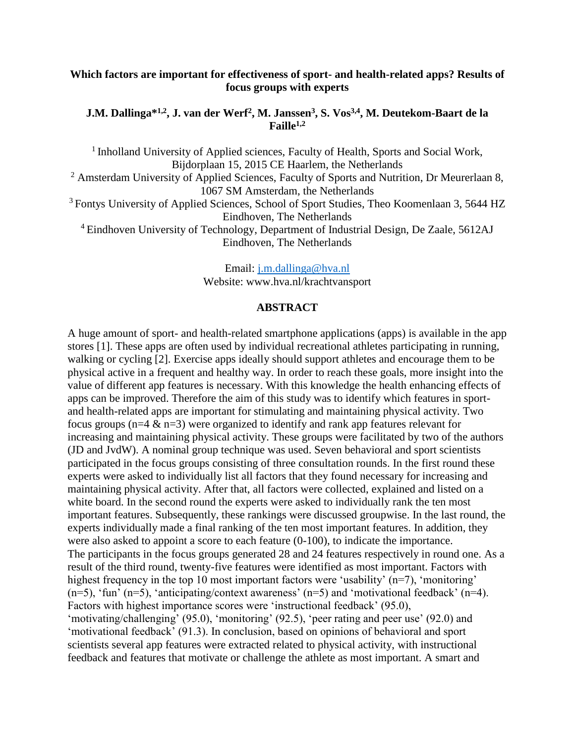**Which factors are important for effectiveness of sport- and health-related apps? Results of focus groups with experts**

**J.M. Dallinga*[1,2], J. van der Werf[2], M. Janssen[3], S. Vos[3,4], M. Deutekom-Baart de la Faille[1,2]**

[1] Inholland University of Applied sciences, Faculty of Health, Sports and Social Work, Bijdorplaan 15, 2015 CE Haarlem, the Netherlands
[2] Amsterdam University of Applied Sciences, Faculty of Sports and Nutrition, Dr Meurerlaan 8, 1067 SM Amsterdam, the Netherlands
[3] Fontys University of Applied Sciences, School of Sport Studies, Theo Koomenlaan 3, 5644 HZ Eindhoven, The Netherlands
[4] Eindhoven University of Technology, Department of Industrial Design, De Zaale, 5612AJ Eindhoven, The Netherlands

Email: j.m.dallinga@hva.nl
Website: www.hva.nl/krachtvansport

## ABSTRACT

A huge amount of sport- and health-related smartphone applications (apps) is available in the app stores [1]. These apps are often used by individual recreational athletes participating in running, walking or cycling [2]. Exercise apps ideally should support athletes and encourage them to be physical active in a frequent and healthy way. In order to reach these goals, more insight into the value of different app features is necessary. With this knowledge the health enhancing effects of apps can be improved. Therefore the aim of this study was to identify which features in sport- and health-related apps are important for stimulating and maintaining physical activity. Two focus groups (n=4 & n=3) were organized to identify and rank app features relevant for increasing and maintaining physical activity. These groups were facilitated by two of the authors (JD and JvdW). A nominal group technique was used. Seven behavioral and sport scientists participated in the focus groups consisting of three consultation rounds. In the first round these experts were asked to individually list all factors that they found necessary for increasing and maintaining physical activity. After that, all factors were collected, explained and listed on a white board. In the second round the experts were asked to individually rank the ten most important features. Subsequently, these rankings were discussed groupwise. In the last round, the experts individually made a final ranking of the ten most important features. In addition, they were also asked to appoint a score to each feature (0-100), to indicate the importance.
The participants in the focus groups generated 28 and 24 features respectively in round one. As a result of the third round, twenty-five features were identified as most important. Factors with highest frequency in the top 10 most important factors were 'usability' (n=7), 'monitoring' (n=5), 'fun' (n=5), 'anticipating/context awareness' (n=5) and 'motivational feedback' (n=4). Factors with highest importance scores were 'instructional feedback' (95.0), 'motivating/challenging' (95.0), 'monitoring' (92.5), 'peer rating and peer use' (92.0) and 'motivational feedback' (91.3). In conclusion, based on opinions of behavioral and sport scientists several app features were extracted related to physical activity, with instructional feedback and features that motivate or challenge the athlete as most important. A smart and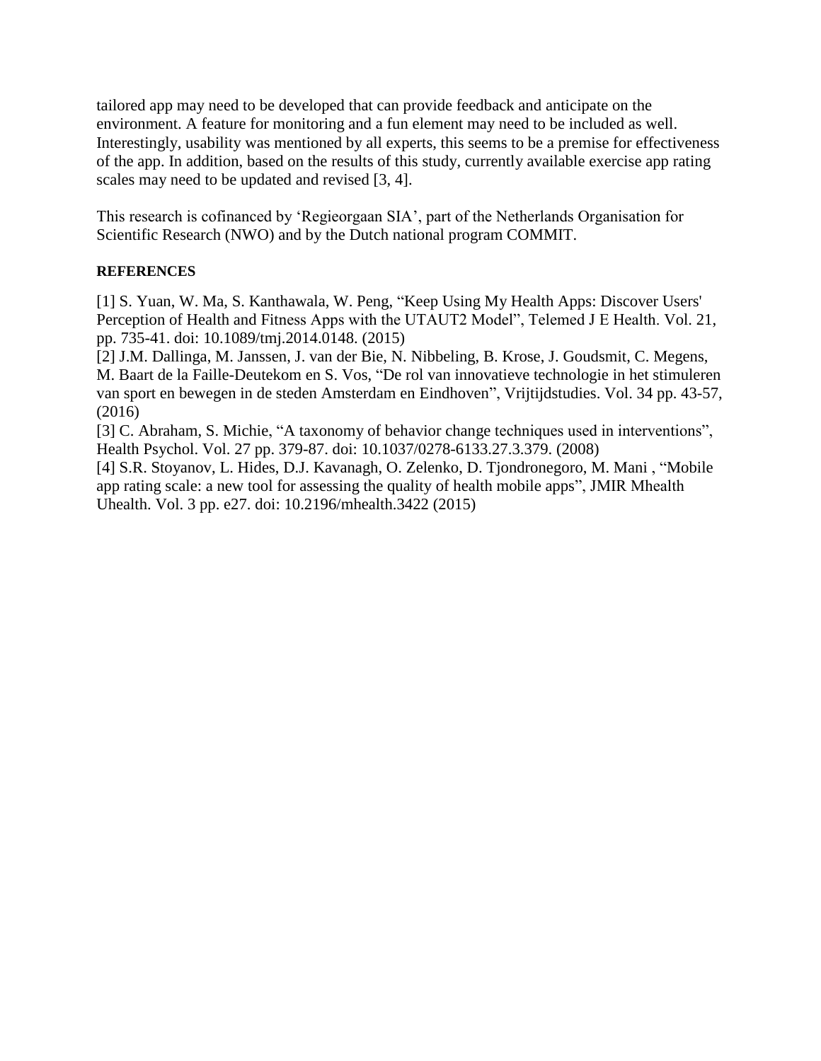tailored app may need to be developed that can provide feedback and anticipate on the environment. A feature for monitoring and a fun element may need to be included as well. Interestingly, usability was mentioned by all experts, this seems to be a premise for effectiveness of the app. In addition, based on the results of this study, currently available exercise app rating scales may need to be updated and revised [3, 4].

This research is cofinanced by 'Regieorgaan SIA', part of the Netherlands Organisation for Scientific Research (NWO) and by the Dutch national program COMMIT.

**REFERENCES**

[1] S. Yuan, W. Ma, S. Kanthawala, W. Peng, "Keep Using My Health Apps: Discover Users' Perception of Health and Fitness Apps with the UTAUT2 Model", Telemed J E Health. Vol. 21, pp. 735-41. doi: 10.1089/tmj.2014.0148. (2015)
[2] J.M. Dallinga, M. Janssen, J. van der Bie, N. Nibbeling, B. Krose, J. Goudsmit, C. Megens, M. Baart de la Faille-Deutekom en S. Vos, "De rol van innovatieve technologie in het stimuleren van sport en bewegen in de steden Amsterdam en Eindhoven", Vrijtijdstudies. Vol. 34 pp. 43-57, (2016)
[3] C. Abraham, S. Michie, "A taxonomy of behavior change techniques used in interventions", Health Psychol. Vol. 27 pp. 379-87. doi: 10.1037/0278-6133.27.3.379. (2008)
[4] S.R. Stoyanov, L. Hides, D.J. Kavanagh, O. Zelenko, D. Tjondronegoro, M. Mani , "Mobile app rating scale: a new tool for assessing the quality of health mobile apps", JMIR Mhealth Uhealth. Vol. 3 pp. e27. doi: 10.2196/mhealth.3422 (2015)